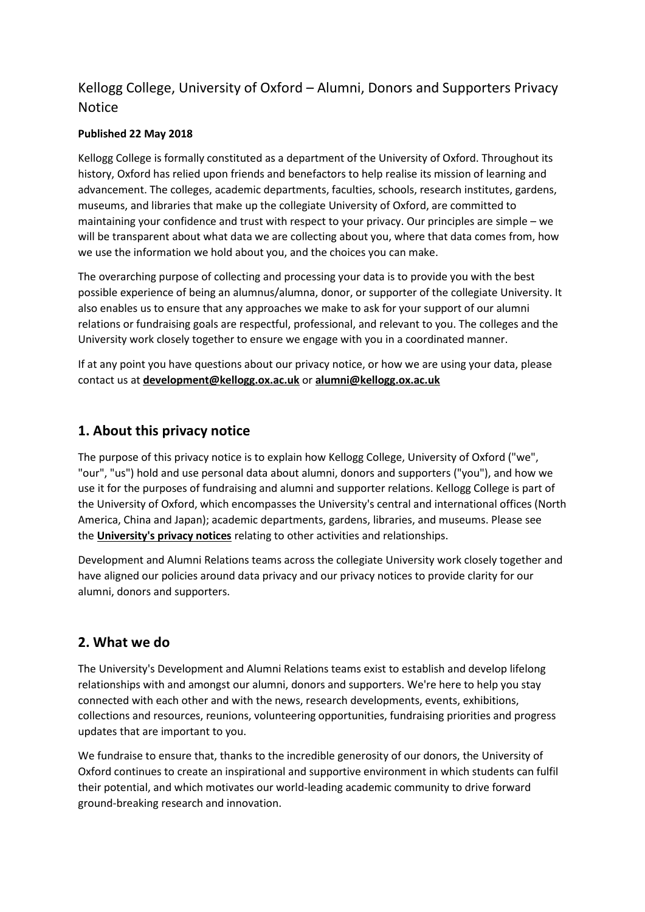# Kellogg College, University of Oxford – Alumni, Donors and Supporters Privacy Notice

**Published 22 May 2018**

Kellogg College is formally constituted as a department of the University of Oxford. Throughout its history, Oxford has relied upon friends and benefactors to help realise its mission of learning and advancement. The colleges, academic departments, faculties, schools, research institutes, gardens, museums, and libraries that make up the collegiate University of Oxford, are committed to maintaining your confidence and trust with respect to your privacy. Our principles are simple – we will be transparent about what data we are collecting about you, where that data comes from, how we use the information we hold about you, and the choices you can make.

The overarching purpose of collecting and processing your data is to provide you with the best possible experience of being an alumnus/alumna, donor, or supporter of the collegiate University. It also enables us to ensure that any approaches we make to ask for your support of our alumni relations or fundraising goals are respectful, professional, and relevant to you. The colleges and the University work closely together to ensure we engage with you in a coordinated manner.

If at any point you have questions about our privacy notice, or how we are using your data, please contact us at **development@kellogg.ox.ac.uk** or **alumni@kellogg.ox.ac.uk**

## 1. About this privacy notice

The purpose of this privacy notice is to explain how Kellogg College, University of Oxford ("we", "our", "us") hold and use personal data about alumni, donors and supporters ("you"), and how we use it for the purposes of fundraising and alumni and supporter relations. Kellogg College is part of the University of Oxford, which encompasses the University's central and international offices (North America, China and Japan); academic departments, gardens, libraries, and museums. Please see the **University's privacy notices** relating to other activities and relationships.

Development and Alumni Relations teams across the collegiate University work closely together and have aligned our policies around data privacy and our privacy notices to provide clarity for our alumni, donors and supporters.

## 2. What we do

The University's Development and Alumni Relations teams exist to establish and develop lifelong relationships with and amongst our alumni, donors and supporters. We're here to help you stay connected with each other and with the news, research developments, events, exhibitions, collections and resources, reunions, volunteering opportunities, fundraising priorities and progress updates that are important to you.

We fundraise to ensure that, thanks to the incredible generosity of our donors, the University of Oxford continues to create an inspirational and supportive environment in which students can fulfil their potential, and which motivates our world-leading academic community to drive forward ground-breaking research and innovation.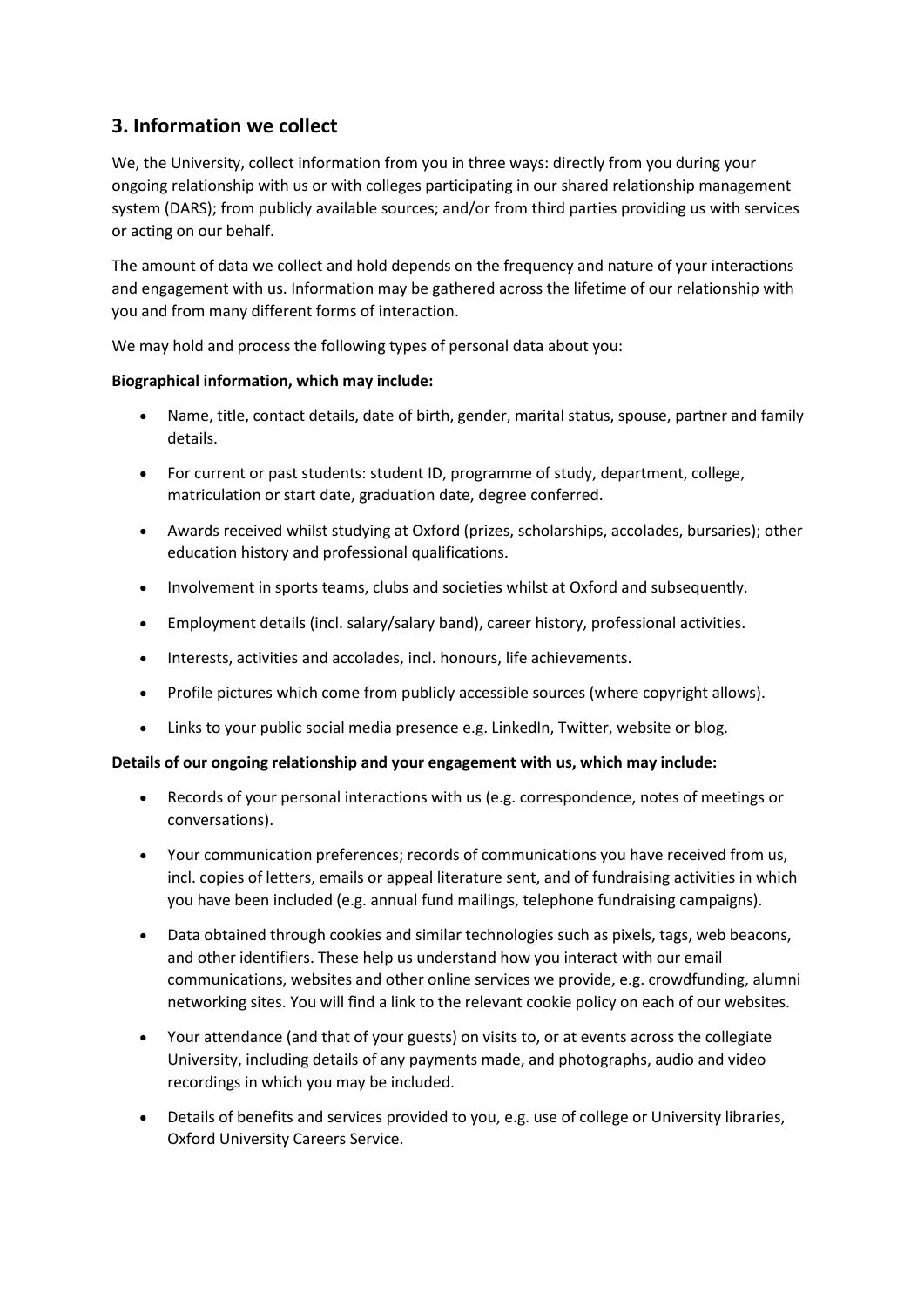## 3. Information we collect

We, the University, collect information from you in three ways: directly from you during your ongoing relationship with us or with colleges participating in our shared relationship management system (DARS); from publicly available sources; and/or from third parties providing us with services or acting on our behalf.

The amount of data we collect and hold depends on the frequency and nature of your interactions and engagement with us. Information may be gathered across the lifetime of our relationship with you and from many different forms of interaction.

We may hold and process the following types of personal data about you:

**Biographical information, which may include:**

- Name, title, contact details, date of birth, gender, marital status, spouse, partner and family details.
- For current or past students: student ID, programme of study, department, college, matriculation or start date, graduation date, degree conferred.
- Awards received whilst studying at Oxford (prizes, scholarships, accolades, bursaries); other education history and professional qualifications.
- Involvement in sports teams, clubs and societies whilst at Oxford and subsequently.
- Employment details (incl. salary/salary band), career history, professional activities.
- Interests, activities and accolades, incl. honours, life achievements.
- Profile pictures which come from publicly accessible sources (where copyright allows).
- Links to your public social media presence e.g. LinkedIn, Twitter, website or blog.

**Details of our ongoing relationship and your engagement with us, which may include:**

- Records of your personal interactions with us (e.g. correspondence, notes of meetings or conversations).
- Your communication preferences; records of communications you have received from us, incl. copies of letters, emails or appeal literature sent, and of fundraising activities in which you have been included (e.g. annual fund mailings, telephone fundraising campaigns).
- Data obtained through cookies and similar technologies such as pixels, tags, web beacons, and other identifiers. These help us understand how you interact with our email communications, websites and other online services we provide, e.g. crowdfunding, alumni networking sites. You will find a link to the relevant cookie policy on each of our websites.
- Your attendance (and that of your guests) on visits to, or at events across the collegiate University, including details of any payments made, and photographs, audio and video recordings in which you may be included.
- Details of benefits and services provided to you, e.g. use of college or University libraries, Oxford University Careers Service.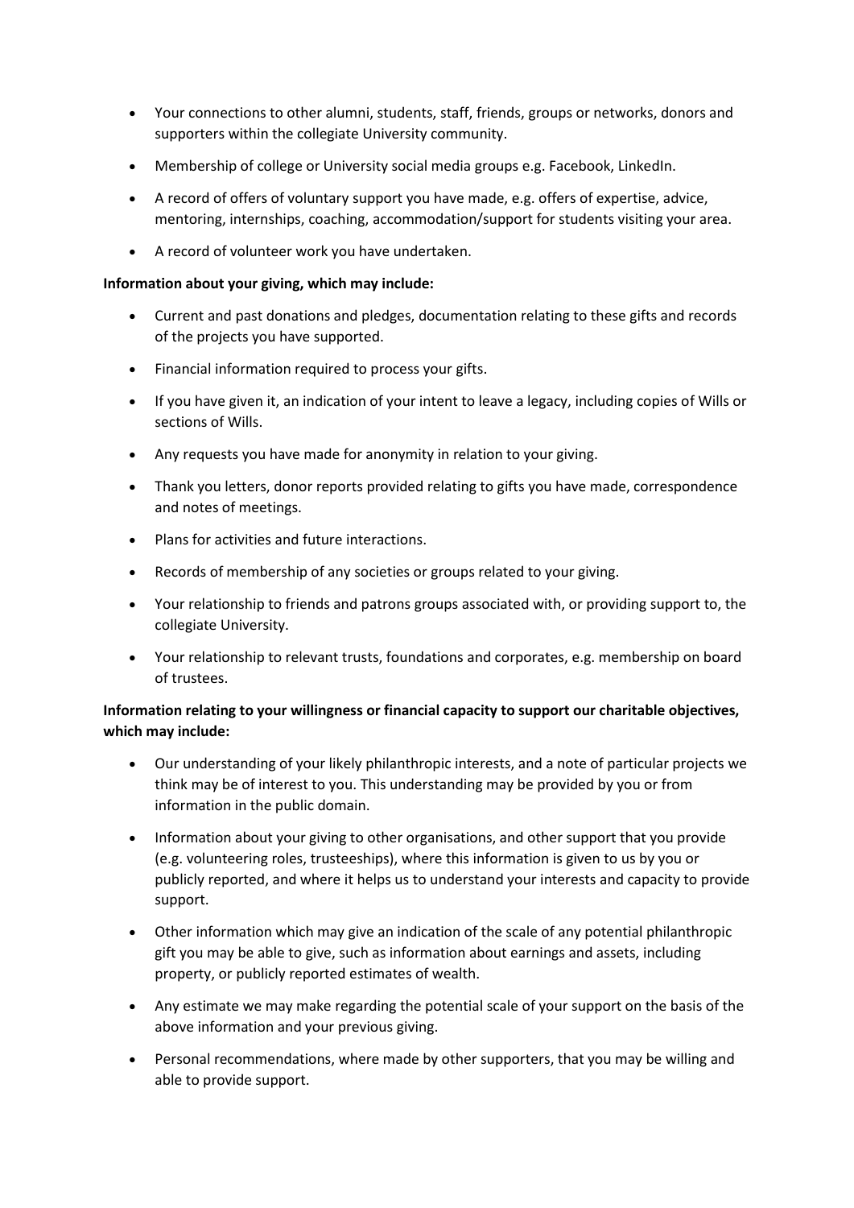- Your connections to other alumni, students, staff, friends, groups or networks, donors and supporters within the collegiate University community.
- Membership of college or University social media groups e.g. Facebook, LinkedIn.
- A record of offers of voluntary support you have made, e.g. offers of expertise, advice, mentoring, internships, coaching, accommodation/support for students visiting your area.
- A record of volunteer work you have undertaken.

**Information about your giving, which may include:**

- Current and past donations and pledges, documentation relating to these gifts and records of the projects you have supported.
- Financial information required to process your gifts.
- If you have given it, an indication of your intent to leave a legacy, including copies of Wills or sections of Wills.
- Any requests you have made for anonymity in relation to your giving.
- Thank you letters, donor reports provided relating to gifts you have made, correspondence and notes of meetings.
- Plans for activities and future interactions.
- Records of membership of any societies or groups related to your giving.
- Your relationship to friends and patrons groups associated with, or providing support to, the collegiate University.
- Your relationship to relevant trusts, foundations and corporates, e.g. membership on board of trustees.

**Information relating to your willingness or financial capacity to support our charitable objectives, which may include:**

- Our understanding of your likely philanthropic interests, and a note of particular projects we think may be of interest to you. This understanding may be provided by you or from information in the public domain.
- Information about your giving to other organisations, and other support that you provide (e.g. volunteering roles, trusteeships), where this information is given to us by you or publicly reported, and where it helps us to understand your interests and capacity to provide support.
- Other information which may give an indication of the scale of any potential philanthropic gift you may be able to give, such as information about earnings and assets, including property, or publicly reported estimates of wealth.
- Any estimate we may make regarding the potential scale of your support on the basis of the above information and your previous giving.
- Personal recommendations, where made by other supporters, that you may be willing and able to provide support.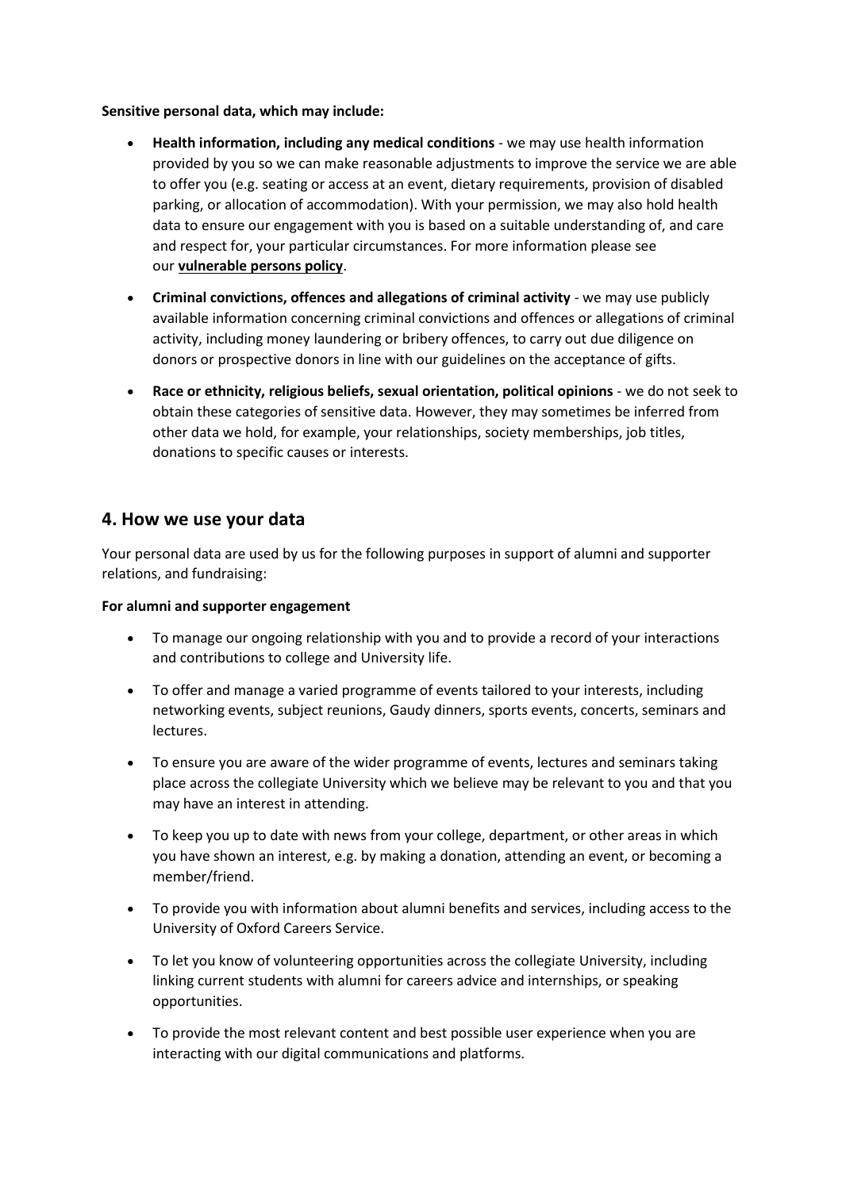**Sensitive personal data, which may include:**

- **Health information, including any medical conditions** - we may use health information provided by you so we can make reasonable adjustments to improve the service we are able to offer you (e.g. seating or access at an event, dietary requirements, provision of disabled parking, or allocation of accommodation). With your permission, we may also hold health data to ensure our engagement with you is based on a suitable understanding of, and care and respect for, your particular circumstances. For more information please see our **vulnerable persons policy**.
- **Criminal convictions, offences and allegations of criminal activity** - we may use publicly available information concerning criminal convictions and offences or allegations of criminal activity, including money laundering or bribery offences, to carry out due diligence on donors or prospective donors in line with our guidelines on the acceptance of gifts.
- **Race or ethnicity, religious beliefs, sexual orientation, political opinions** - we do not seek to obtain these categories of sensitive data. However, they may sometimes be inferred from other data we hold, for example, your relationships, society memberships, job titles, donations to specific causes or interests.

## 4. How we use your data

Your personal data are used by us for the following purposes in support of alumni and supporter relations, and fundraising:

**For alumni and supporter engagement**

- To manage our ongoing relationship with you and to provide a record of your interactions and contributions to college and University life.
- To offer and manage a varied programme of events tailored to your interests, including networking events, subject reunions, Gaudy dinners, sports events, concerts, seminars and lectures.
- To ensure you are aware of the wider programme of events, lectures and seminars taking place across the collegiate University which we believe may be relevant to you and that you may have an interest in attending.
- To keep you up to date with news from your college, department, or other areas in which you have shown an interest, e.g. by making a donation, attending an event, or becoming a member/friend.
- To provide you with information about alumni benefits and services, including access to the University of Oxford Careers Service.
- To let you know of volunteering opportunities across the collegiate University, including linking current students with alumni for careers advice and internships, or speaking opportunities.
- To provide the most relevant content and best possible user experience when you are interacting with our digital communications and platforms.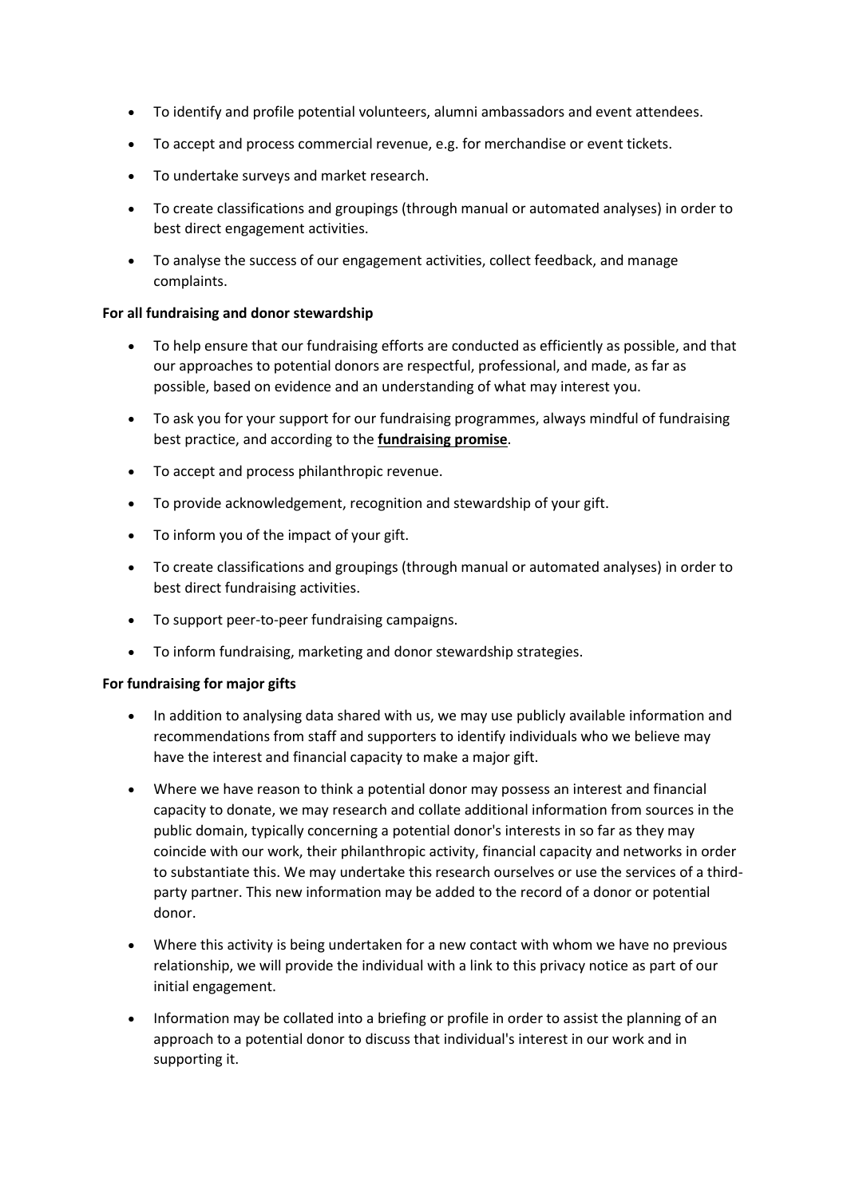- To identify and profile potential volunteers, alumni ambassadors and event attendees.
- To accept and process commercial revenue, e.g. for merchandise or event tickets.
- To undertake surveys and market research.
- To create classifications and groupings (through manual or automated analyses) in order to best direct engagement activities.
- To analyse the success of our engagement activities, collect feedback, and manage complaints.

**For all fundraising and donor stewardship**

- To help ensure that our fundraising efforts are conducted as efficiently as possible, and that our approaches to potential donors are respectful, professional, and made, as far as possible, based on evidence and an understanding of what may interest you.
- To ask you for your support for our fundraising programmes, always mindful of fundraising best practice, and according to the **fundraising promise**.
- To accept and process philanthropic revenue.
- To provide acknowledgement, recognition and stewardship of your gift.
- To inform you of the impact of your gift.
- To create classifications and groupings (through manual or automated analyses) in order to best direct fundraising activities.
- To support peer-to-peer fundraising campaigns.
- To inform fundraising, marketing and donor stewardship strategies.

**For fundraising for major gifts**

- In addition to analysing data shared with us, we may use publicly available information and recommendations from staff and supporters to identify individuals who we believe may have the interest and financial capacity to make a major gift.
- Where we have reason to think a potential donor may possess an interest and financial capacity to donate, we may research and collate additional information from sources in the public domain, typically concerning a potential donor's interests in so far as they may coincide with our work, their philanthropic activity, financial capacity and networks in order to substantiate this. We may undertake this research ourselves or use the services of a third-party partner. This new information may be added to the record of a donor or potential donor.
- Where this activity is being undertaken for a new contact with whom we have no previous relationship, we will provide the individual with a link to this privacy notice as part of our initial engagement.
- Information may be collated into a briefing or profile in order to assist the planning of an approach to a potential donor to discuss that individual's interest in our work and in supporting it.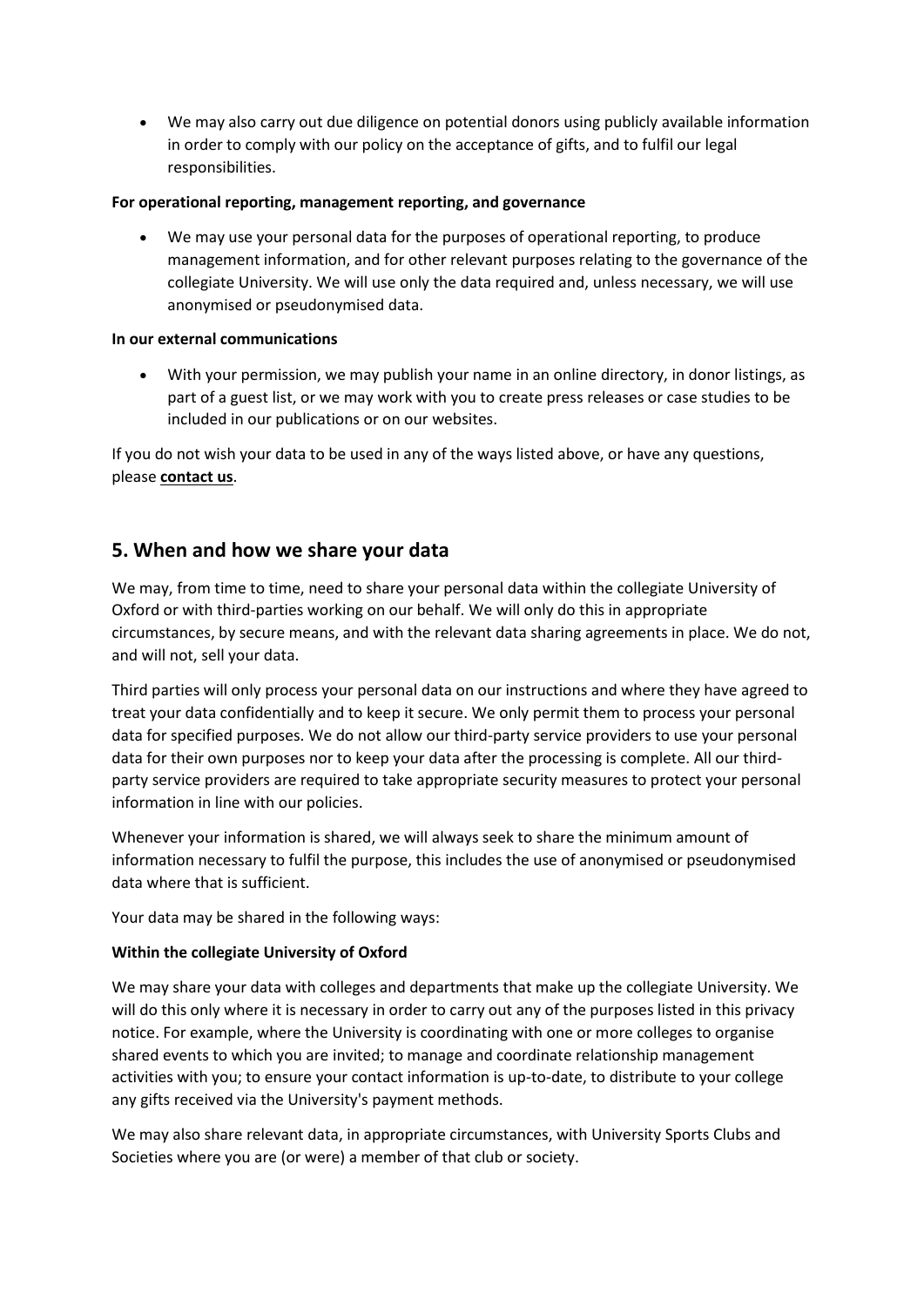- We may also carry out due diligence on potential donors using publicly available information in order to comply with our policy on the acceptance of gifts, and to fulfil our legal responsibilities.

**For operational reporting, management reporting, and governance**

- We may use your personal data for the purposes of operational reporting, to produce management information, and for other relevant purposes relating to the governance of the collegiate University. We will use only the data required and, unless necessary, we will use anonymised or pseudonymised data.

**In our external communications**

- With your permission, we may publish your name in an online directory, in donor listings, as part of a guest list, or we may work with you to create press releases or case studies to be included in our publications or on our websites.

If you do not wish your data to be used in any of the ways listed above, or have any questions, please **contact us**.

## 5. When and how we share your data

We may, from time to time, need to share your personal data within the collegiate University of Oxford or with third-parties working on our behalf. We will only do this in appropriate circumstances, by secure means, and with the relevant data sharing agreements in place. We do not, and will not, sell your data.

Third parties will only process your personal data on our instructions and where they have agreed to treat your data confidentially and to keep it secure. We only permit them to process your personal data for specified purposes. We do not allow our third-party service providers to use your personal data for their own purposes nor to keep your data after the processing is complete. All our third-party service providers are required to take appropriate security measures to protect your personal information in line with our policies.

Whenever your information is shared, we will always seek to share the minimum amount of information necessary to fulfil the purpose, this includes the use of anonymised or pseudonymised data where that is sufficient.

Your data may be shared in the following ways:

**Within the collegiate University of Oxford**

We may share your data with colleges and departments that make up the collegiate University. We will do this only where it is necessary in order to carry out any of the purposes listed in this privacy notice. For example, where the University is coordinating with one or more colleges to organise shared events to which you are invited; to manage and coordinate relationship management activities with you; to ensure your contact information is up-to-date, to distribute to your college any gifts received via the University's payment methods.

We may also share relevant data, in appropriate circumstances, with University Sports Clubs and Societies where you are (or were) a member of that club or society.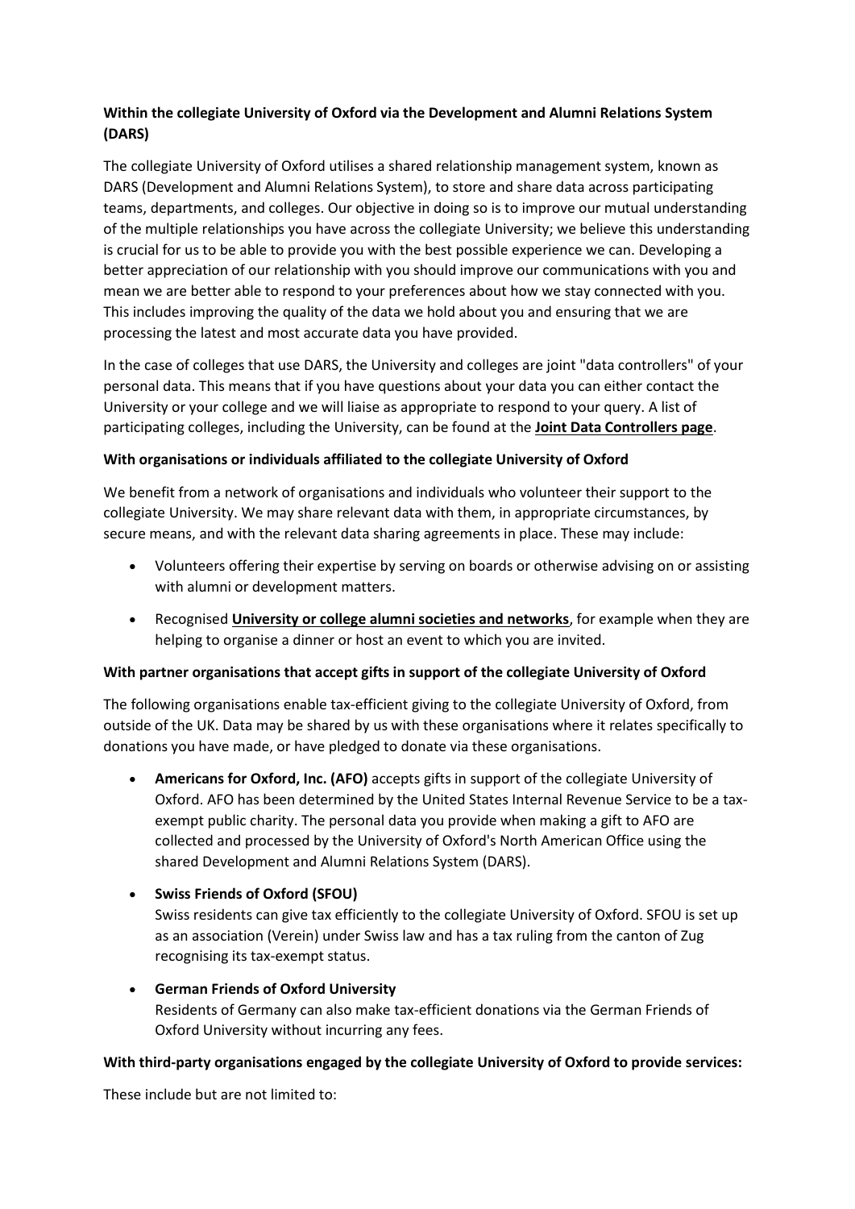**Within the collegiate University of Oxford via the Development and Alumni Relations System (DARS)**

The collegiate University of Oxford utilises a shared relationship management system, known as DARS (Development and Alumni Relations System), to store and share data across participating teams, departments, and colleges. Our objective in doing so is to improve our mutual understanding of the multiple relationships you have across the collegiate University; we believe this understanding is crucial for us to be able to provide you with the best possible experience we can. Developing a better appreciation of our relationship with you should improve our communications with you and mean we are better able to respond to your preferences about how we stay connected with you. This includes improving the quality of the data we hold about you and ensuring that we are processing the latest and most accurate data you have provided.

In the case of colleges that use DARS, the University and colleges are joint "data controllers" of your personal data. This means that if you have questions about your data you can either contact the University or your college and we will liaise as appropriate to respond to your query. A list of participating colleges, including the University, can be found at the **Joint Data Controllers page**.

**With organisations or individuals affiliated to the collegiate University of Oxford**

We benefit from a network of organisations and individuals who volunteer their support to the collegiate University. We may share relevant data with them, in appropriate circumstances, by secure means, and with the relevant data sharing agreements in place. These may include:

- Volunteers offering their expertise by serving on boards or otherwise advising on or assisting with alumni or development matters.
- Recognised **University or college alumni societies and networks**, for example when they are helping to organise a dinner or host an event to which you are invited.

**With partner organisations that accept gifts in support of the collegiate University of Oxford**

The following organisations enable tax-efficient giving to the collegiate University of Oxford, from outside of the UK. Data may be shared by us with these organisations where it relates specifically to donations you have made, or have pledged to donate via these organisations.

- **Americans for Oxford, Inc. (AFO)** accepts gifts in support of the collegiate University of Oxford. AFO has been determined by the United States Internal Revenue Service to be a tax-exempt public charity. The personal data you provide when making a gift to AFO are collected and processed by the University of Oxford's North American Office using the shared Development and Alumni Relations System (DARS).
- **Swiss Friends of Oxford (SFOU)**
  Swiss residents can give tax efficiently to the collegiate University of Oxford. SFOU is set up as an association (Verein) under Swiss law and has a tax ruling from the canton of Zug recognising its tax-exempt status.
- **German Friends of Oxford University**
  Residents of Germany can also make tax-efficient donations via the German Friends of Oxford University without incurring any fees.

**With third-party organisations engaged by the collegiate University of Oxford to provide services:**

These include but are not limited to: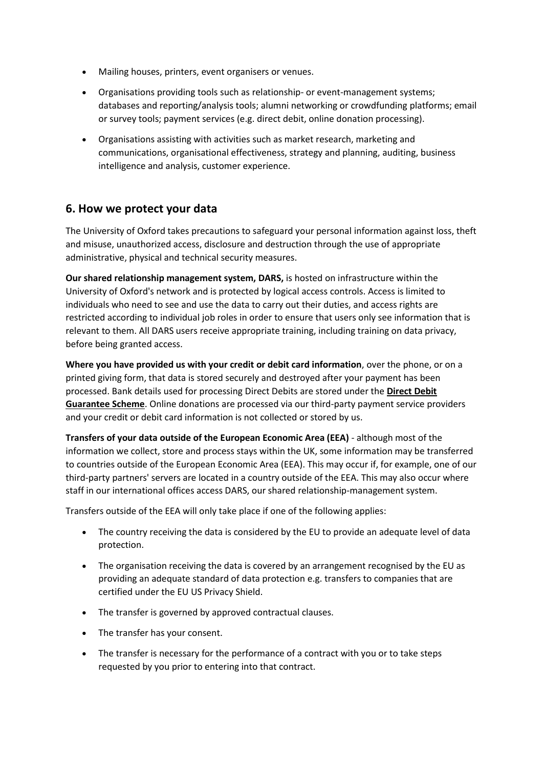- Mailing houses, printers, event organisers or venues.
- Organisations providing tools such as relationship- or event-management systems; databases and reporting/analysis tools; alumni networking or crowdfunding platforms; email or survey tools; payment services (e.g. direct debit, online donation processing).
- Organisations assisting with activities such as market research, marketing and communications, organisational effectiveness, strategy and planning, auditing, business intelligence and analysis, customer experience.

## 6. How we protect your data

The University of Oxford takes precautions to safeguard your personal information against loss, theft and misuse, unauthorized access, disclosure and destruction through the use of appropriate administrative, physical and technical security measures.

**Our shared relationship management system, DARS,** is hosted on infrastructure within the University of Oxford's network and is protected by logical access controls. Access is limited to individuals who need to see and use the data to carry out their duties, and access rights are restricted according to individual job roles in order to ensure that users only see information that is relevant to them. All DARS users receive appropriate training, including training on data privacy, before being granted access.

**Where you have provided us with your credit or debit card information**, over the phone, or on a printed giving form, that data is stored securely and destroyed after your payment has been processed. Bank details used for processing Direct Debits are stored under the **Direct Debit Guarantee Scheme**. Online donations are processed via our third-party payment service providers and your credit or debit card information is not collected or stored by us.

**Transfers of your data outside of the European Economic Area (EEA)** - although most of the information we collect, store and process stays within the UK, some information may be transferred to countries outside of the European Economic Area (EEA). This may occur if, for example, one of our third-party partners' servers are located in a country outside of the EEA. This may also occur where staff in our international offices access DARS, our shared relationship-management system.

Transfers outside of the EEA will only take place if one of the following applies:

- The country receiving the data is considered by the EU to provide an adequate level of data protection.
- The organisation receiving the data is covered by an arrangement recognised by the EU as providing an adequate standard of data protection e.g. transfers to companies that are certified under the EU US Privacy Shield.
- The transfer is governed by approved contractual clauses.
- The transfer has your consent.
- The transfer is necessary for the performance of a contract with you or to take steps requested by you prior to entering into that contract.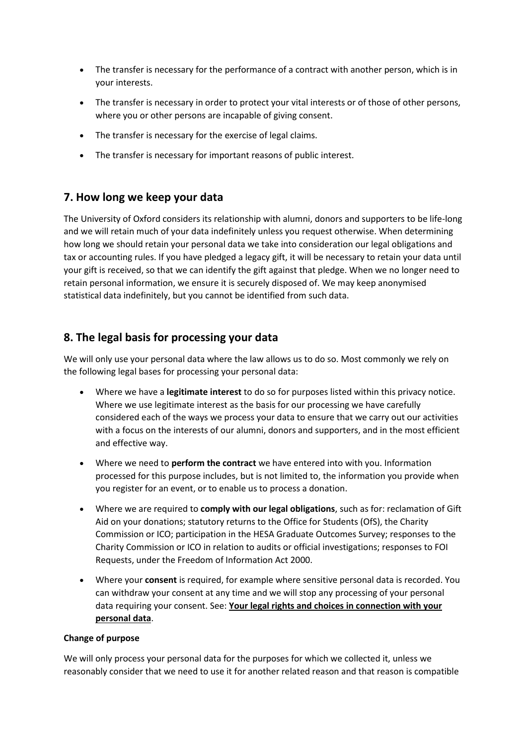- The transfer is necessary for the performance of a contract with another person, which is in your interests.
- The transfer is necessary in order to protect your vital interests or of those of other persons, where you or other persons are incapable of giving consent.
- The transfer is necessary for the exercise of legal claims.
- The transfer is necessary for important reasons of public interest.

## 7. How long we keep your data

The University of Oxford considers its relationship with alumni, donors and supporters to be life-long and we will retain much of your data indefinitely unless you request otherwise. When determining how long we should retain your personal data we take into consideration our legal obligations and tax or accounting rules. If you have pledged a legacy gift, it will be necessary to retain your data until your gift is received, so that we can identify the gift against that pledge. When we no longer need to retain personal information, we ensure it is securely disposed of. We may keep anonymised statistical data indefinitely, but you cannot be identified from such data.

## 8. The legal basis for processing your data

We will only use your personal data where the law allows us to do so. Most commonly we rely on the following legal bases for processing your personal data:

- Where we have a **legitimate interest** to do so for purposes listed within this privacy notice. Where we use legitimate interest as the basis for our processing we have carefully considered each of the ways we process your data to ensure that we carry out our activities with a focus on the interests of our alumni, donors and supporters, and in the most efficient and effective way.
- Where we need to **perform the contract** we have entered into with you. Information processed for this purpose includes, but is not limited to, the information you provide when you register for an event, or to enable us to process a donation.
- Where we are required to **comply with our legal obligations**, such as for: reclamation of Gift Aid on your donations; statutory returns to the Office for Students (OfS), the Charity Commission or ICO; participation in the HESA Graduate Outcomes Survey; responses to the Charity Commission or ICO in relation to audits or official investigations; responses to FOI Requests, under the Freedom of Information Act 2000.
- Where your **consent** is required, for example where sensitive personal data is recorded. You can withdraw your consent at any time and we will stop any processing of your personal data requiring your consent. See: **Your legal rights and choices in connection with your personal data**.

**Change of purpose**

We will only process your personal data for the purposes for which we collected it, unless we reasonably consider that we need to use it for another related reason and that reason is compatible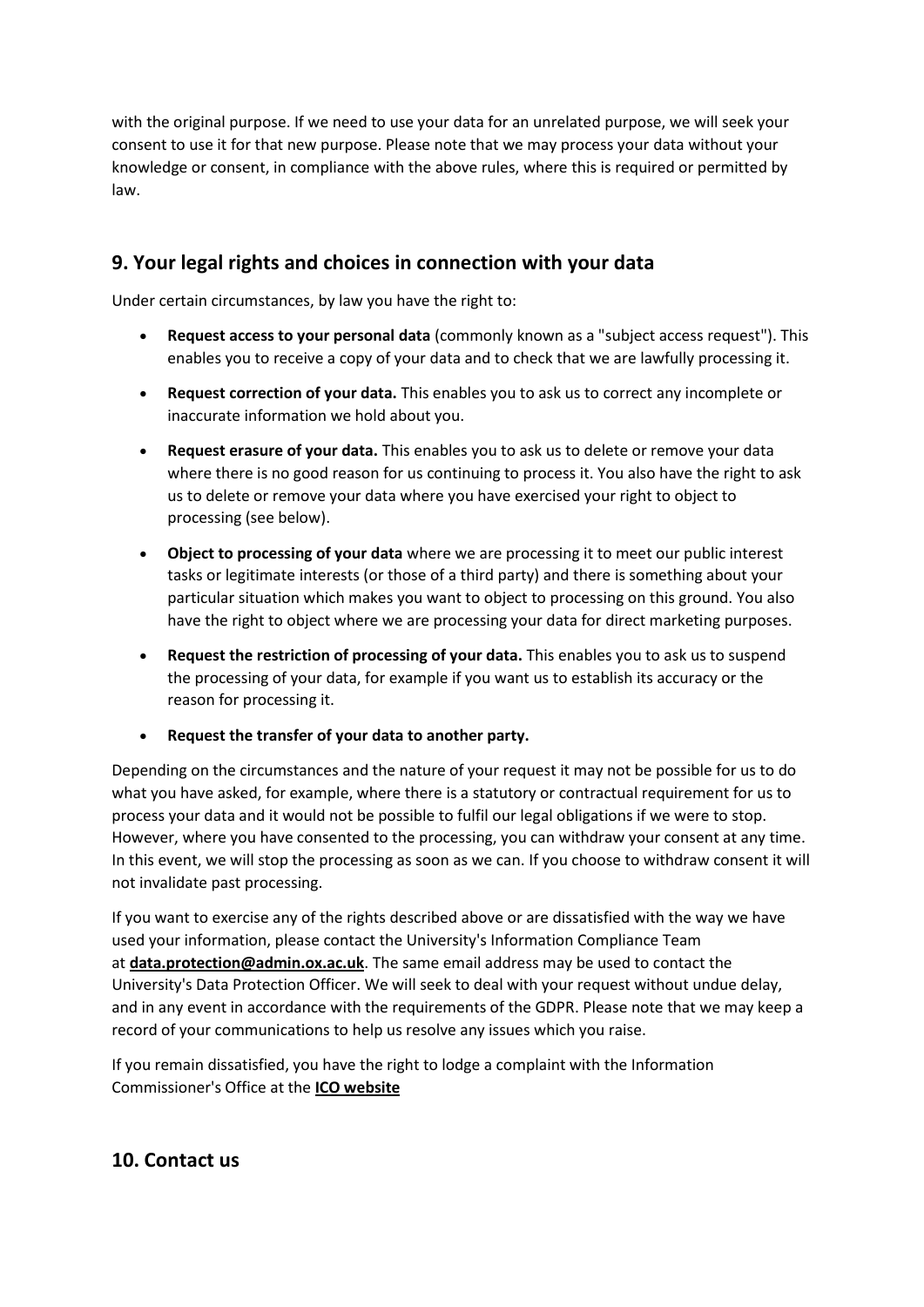with the original purpose. If we need to use your data for an unrelated purpose, we will seek your consent to use it for that new purpose. Please note that we may process your data without your knowledge or consent, in compliance with the above rules, where this is required or permitted by law.

## 9. Your legal rights and choices in connection with your data

Under certain circumstances, by law you have the right to:

- **Request access to your personal data** (commonly known as a "subject access request"). This enables you to receive a copy of your data and to check that we are lawfully processing it.
- **Request correction of your data.** This enables you to ask us to correct any incomplete or inaccurate information we hold about you.
- **Request erasure of your data.** This enables you to ask us to delete or remove your data where there is no good reason for us continuing to process it. You also have the right to ask us to delete or remove your data where you have exercised your right to object to processing (see below).
- **Object to processing of your data** where we are processing it to meet our public interest tasks or legitimate interests (or those of a third party) and there is something about your particular situation which makes you want to object to processing on this ground. You also have the right to object where we are processing your data for direct marketing purposes.
- **Request the restriction of processing of your data.** This enables you to ask us to suspend the processing of your data, for example if you want us to establish its accuracy or the reason for processing it.
- **Request the transfer of your data to another party.**

Depending on the circumstances and the nature of your request it may not be possible for us to do what you have asked, for example, where there is a statutory or contractual requirement for us to process your data and it would not be possible to fulfil our legal obligations if we were to stop. However, where you have consented to the processing, you can withdraw your consent at any time. In this event, we will stop the processing as soon as we can. If you choose to withdraw consent it will not invalidate past processing.

If you want to exercise any of the rights described above or are dissatisfied with the way we have used your information, please contact the University's Information Compliance Team at **data.protection@admin.ox.ac.uk**. The same email address may be used to contact the University's Data Protection Officer. We will seek to deal with your request without undue delay, and in any event in accordance with the requirements of the GDPR. Please note that we may keep a record of your communications to help us resolve any issues which you raise.

If you remain dissatisfied, you have the right to lodge a complaint with the Information Commissioner's Office at the **ICO website**

## 10. Contact us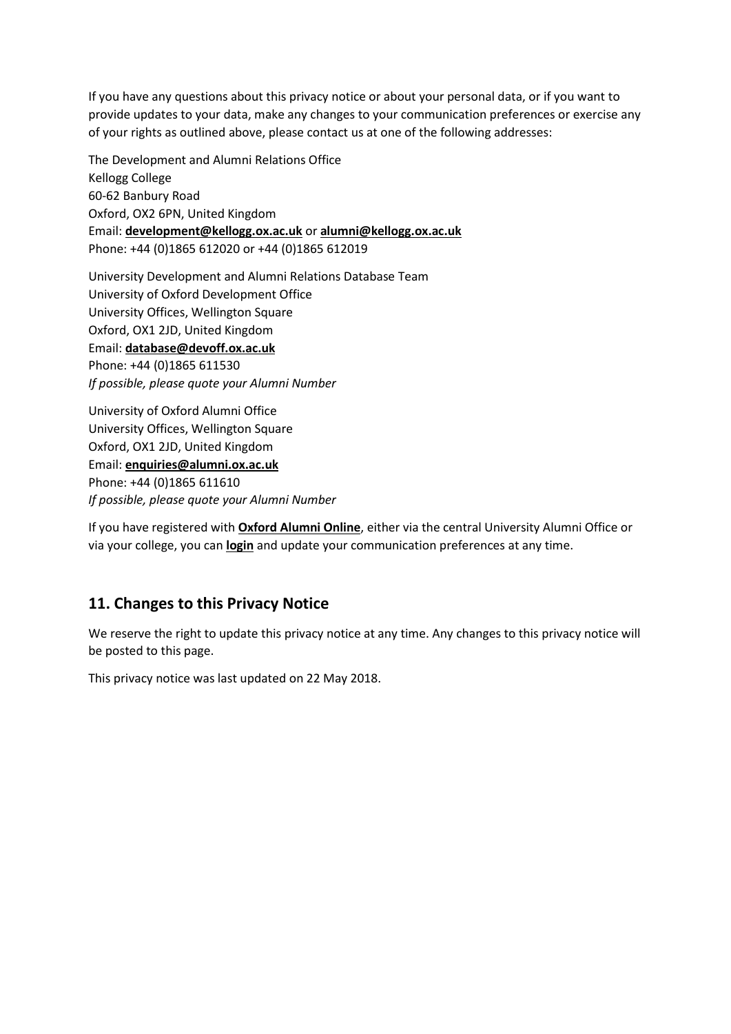If you have any questions about this privacy notice or about your personal data, or if you want to provide updates to your data, make any changes to your communication preferences or exercise any of your rights as outlined above, please contact us at one of the following addresses:

The Development and Alumni Relations Office
Kellogg College
60-62 Banbury Road
Oxford, OX2 6PN, United Kingdom
Email: **development@kellogg.ox.ac.uk** or **alumni@kellogg.ox.ac.uk**
Phone: +44 (0)1865 612020 or +44 (0)1865 612019

University Development and Alumni Relations Database Team
University of Oxford Development Office
University Offices, Wellington Square
Oxford, OX1 2JD, United Kingdom
Email: **database@devoff.ox.ac.uk**
Phone: +44 (0)1865 611530
*If possible, please quote your Alumni Number*

University of Oxford Alumni Office
University Offices, Wellington Square
Oxford, OX1 2JD, United Kingdom
Email: **enquiries@alumni.ox.ac.uk**
Phone: +44 (0)1865 611610
*If possible, please quote your Alumni Number*

If you have registered with **Oxford Alumni Online**, either via the central University Alumni Office or via your college, you can **login** and update your communication preferences at any time.

## 11. Changes to this Privacy Notice

We reserve the right to update this privacy notice at any time. Any changes to this privacy notice will be posted to this page.

This privacy notice was last updated on 22 May 2018.